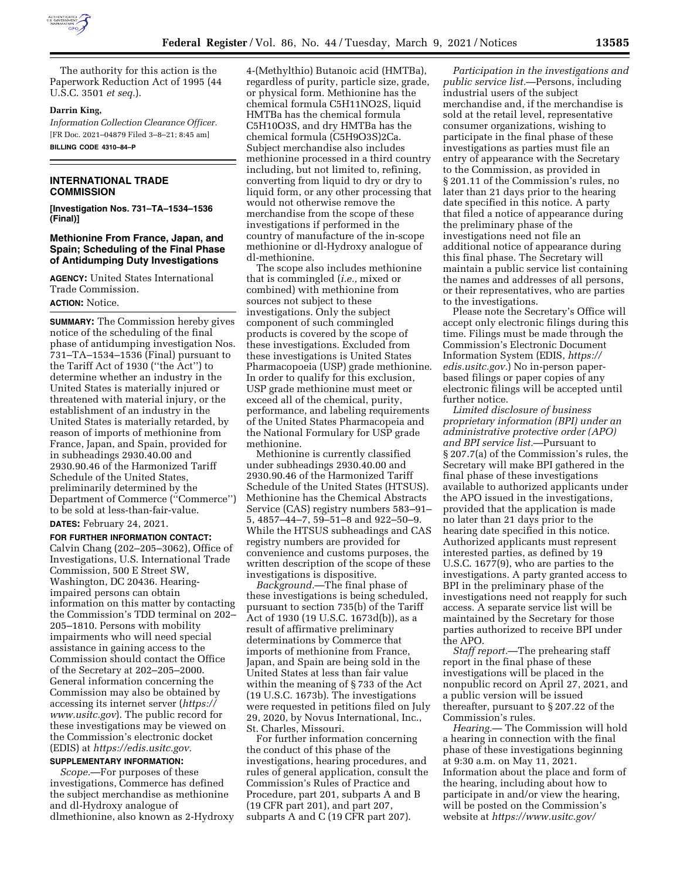The authority for this action is the Paperwork Reduction Act of 1995 (44 U.S.C. 3501 *et seq.*).

**Darrin King,**

*Information Collection Clearance Officer.*

[FR Doc. 2021–04879 Filed 3–8–21; 8:45 am]

**BILLING CODE 4310–84–P**

## INTERNATIONAL TRADE COMMISSION

**[Investigation Nos. 731–TA–1534–1536 (Final)]**

### Methionine From France, Japan, and Spain; Scheduling of the Final Phase of Antidumping Duty Investigations

**AGENCY:** United States International Trade Commission.

**ACTION:** Notice.

**SUMMARY:** The Commission hereby gives notice of the scheduling of the final phase of antidumping investigation Nos. 731–TA–1534–1536 (Final) pursuant to the Tariff Act of 1930 (''the Act'') to determine whether an industry in the United States is materially injured or threatened with material injury, or the establishment of an industry in the United States is materially retarded, by reason of imports of methionine from France, Japan, and Spain, provided for in subheadings 2930.40.00 and 2930.90.46 of the Harmonized Tariff Schedule of the United States, preliminarily determined by the Department of Commerce (''Commerce'') to be sold at less-than-fair-value.

**DATES:** February 24, 2021.

**FOR FURTHER INFORMATION CONTACT:** Calvin Chang (202–205–3062), Office of Investigations, U.S. International Trade Commission, 500 E Street SW, Washington, DC 20436. Hearing-impaired persons can obtain information on this matter by contacting the Commission's TDD terminal on 202–205–1810. Persons with mobility impairments who will need special assistance in gaining access to the Commission should contact the Office of the Secretary at 202–205–2000. General information concerning the Commission may also be obtained by accessing its internet server (*https://www.usitc.gov*). The public record for these investigations may be viewed on the Commission's electronic docket (EDIS) at *https://edis.usitc.gov.*

**SUPPLEMENTARY INFORMATION:**

*Scope.*—For purposes of these investigations, Commerce has defined the subject merchandise as methionine and dl-Hydroxy analogue of dlmethionine, also known as 2-Hydroxy 4-(Methylthio) Butanoic acid (HMTBa), regardless of purity, particle size, grade, or physical form. Methionine has the chemical formula C5H11NO2S, liquid HMTBa has the chemical formula C5H10O3S, and dry HMTBa has the chemical formula (C5H9O3S)2Ca. Subject merchandise also includes methionine processed in a third country including, but not limited to, refining, converting from liquid to dry or dry to liquid form, or any other processing that would not otherwise remove the merchandise from the scope of these investigations if performed in the country of manufacture of the in-scope methionine or dl-Hydroxy analogue of dl-methionine.

The scope also includes methionine that is commingled (*i.e.,* mixed or combined) with methionine from sources not subject to these investigations. Only the subject component of such commingled products is covered by the scope of these investigations. Excluded from these investigations is United States Pharmacopoeia (USP) grade methionine. In order to qualify for this exclusion, USP grade methionine must meet or exceed all of the chemical, purity, performance, and labeling requirements of the United States Pharmacopeia and the National Formulary for USP grade methionine.

Methionine is currently classified under subheadings 2930.40.00 and 2930.90.46 of the Harmonized Tariff Schedule of the United States (HTSUS). Methionine has the Chemical Abstracts Service (CAS) registry numbers 583–91–5, 4857–44–7, 59–51–8 and 922–50–9. While the HTSUS subheadings and CAS registry numbers are provided for convenience and customs purposes, the written description of the scope of these investigations is dispositive.

*Background.*—The final phase of these investigations is being scheduled, pursuant to section 735(b) of the Tariff Act of 1930 (19 U.S.C. 1673d(b)), as a result of affirmative preliminary determinations by Commerce that imports of methionine from France, Japan, and Spain are being sold in the United States at less than fair value within the meaning of § 733 of the Act (19 U.S.C. 1673b). The investigations were requested in petitions filed on July 29, 2020, by Novus International, Inc., St. Charles, Missouri.

For further information concerning the conduct of this phase of the investigations, hearing procedures, and rules of general application, consult the Commission's Rules of Practice and Procedure, part 201, subparts A and B (19 CFR part 201), and part 207, subparts A and C (19 CFR part 207).

*Participation in the investigations and public service list.*—Persons, including industrial users of the subject merchandise and, if the merchandise is sold at the retail level, representative consumer organizations, wishing to participate in the final phase of these investigations as parties must file an entry of appearance with the Secretary to the Commission, as provided in § 201.11 of the Commission's rules, no later than 21 days prior to the hearing date specified in this notice. A party that filed a notice of appearance during the preliminary phase of the investigations need not file an additional notice of appearance during this final phase. The Secretary will maintain a public service list containing the names and addresses of all persons, or their representatives, who are parties to the investigations.

Please note the Secretary's Office will accept only electronic filings during this time. Filings must be made through the Commission's Electronic Document Information System (EDIS, *https://edis.usitc.gov.*) No in-person paper-based filings or paper copies of any electronic filings will be accepted until further notice.

*Limited disclosure of business proprietary information (BPI) under an administrative protective order (APO) and BPI service list.*—Pursuant to § 207.7(a) of the Commission's rules, the Secretary will make BPI gathered in the final phase of these investigations available to authorized applicants under the APO issued in the investigations, provided that the application is made no later than 21 days prior to the hearing date specified in this notice. Authorized applicants must represent interested parties, as defined by 19 U.S.C. 1677(9), who are parties to the investigations. A party granted access to BPI in the preliminary phase of the investigations need not reapply for such access. A separate service list will be maintained by the Secretary for those parties authorized to receive BPI under the APO.

*Staff report.*—The prehearing staff report in the final phase of these investigations will be placed in the nonpublic record on April 27, 2021, and a public version will be issued thereafter, pursuant to § 207.22 of the Commission's rules.

*Hearing.*— The Commission will hold a hearing in connection with the final phase of these investigations beginning at 9:30 a.m. on May 11, 2021. Information about the place and form of the hearing, including about how to participate in and/or view the hearing, will be posted on the Commission's website at *https://www.usitc.gov/*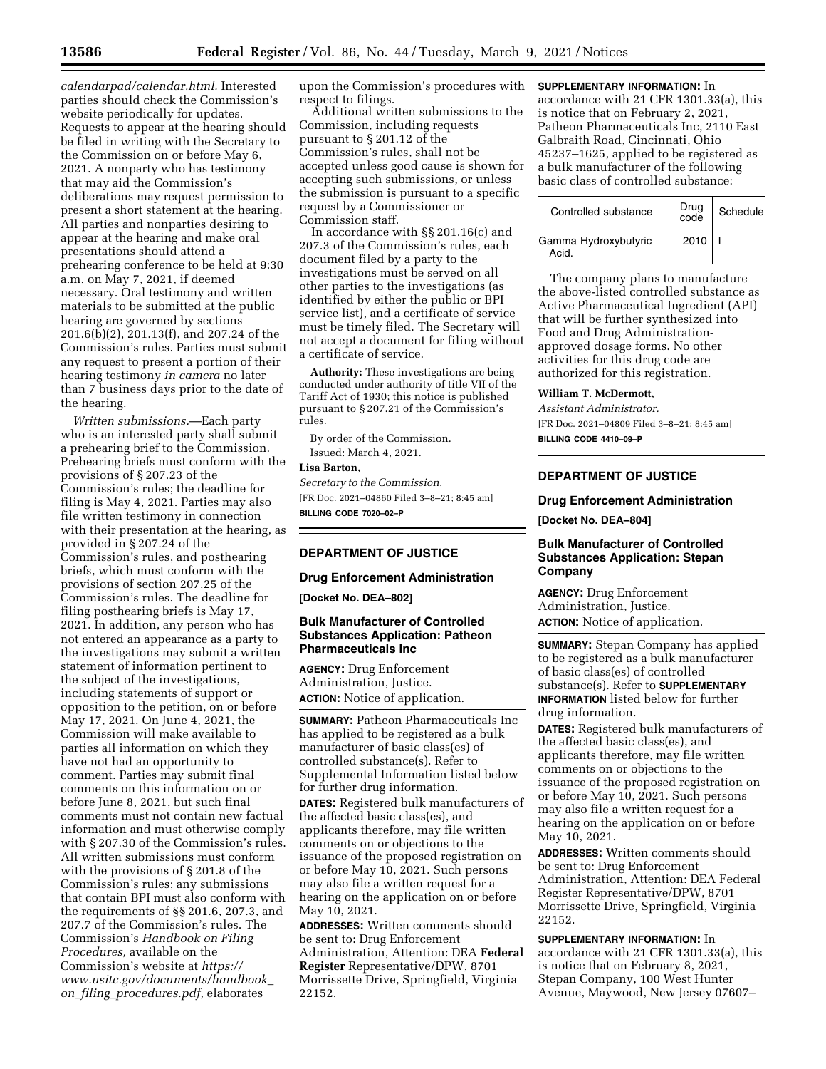*calendarpad/calendar.html.* Interested parties should check the Commission's website periodically for updates. Requests to appear at the hearing should be filed in writing with the Secretary to the Commission on or before May 6, 2021. A nonparty who has testimony that may aid the Commission's deliberations may request permission to present a short statement at the hearing. All parties and nonparties desiring to appear at the hearing and make oral presentations should attend a prehearing conference to be held at 9:30 a.m. on May 7, 2021, if deemed necessary. Oral testimony and written materials to be submitted at the public hearing are governed by sections 201.6(b)(2), 201.13(f), and 207.24 of the Commission's rules. Parties must submit any request to present a portion of their hearing testimony *in camera* no later than 7 business days prior to the date of the hearing.

*Written submissions.*—Each party who is an interested party shall submit a prehearing brief to the Commission. Prehearing briefs must conform with the provisions of § 207.23 of the Commission's rules; the deadline for filing is May 4, 2021. Parties may also file written testimony in connection with their presentation at the hearing, as provided in § 207.24 of the Commission's rules, and posthearing briefs, which must conform with the provisions of section 207.25 of the Commission's rules. The deadline for filing posthearing briefs is May 17, 2021. In addition, any person who has not entered an appearance as a party to the investigations may submit a written statement of information pertinent to the subject of the investigations, including statements of support or opposition to the petition, on or before May 17, 2021. On June 4, 2021, the Commission will make available to parties all information on which they have not had an opportunity to comment. Parties may submit final comments on this information on or before June 8, 2021, but such final comments must not contain new factual information and must otherwise comply with § 207.30 of the Commission's rules. All written submissions must conform with the provisions of § 201.8 of the Commission's rules; any submissions that contain BPI must also conform with the requirements of §§ 201.6, 207.3, and 207.7 of the Commission's rules. The Commission's *Handbook on Filing Procedures,* available on the Commission's website at *https://www.usitc.gov/documents/handbook_on_filing_procedures.pdf,* elaborates upon the Commission's procedures with respect to filings.

Additional written submissions to the Commission, including requests pursuant to § 201.12 of the Commission's rules, shall not be accepted unless good cause is shown for accepting such submissions, or unless the submission is pursuant to a specific request by a Commissioner or Commission staff.

In accordance with §§ 201.16(c) and 207.3 of the Commission's rules, each document filed by a party to the investigations must be served on all other parties to the investigations (as identified by either the public or BPI service list), and a certificate of service must be timely filed. The Secretary will not accept a document for filing without a certificate of service.

**Authority:** These investigations are being conducted under authority of title VII of the Tariff Act of 1930; this notice is published pursuant to § 207.21 of the Commission's rules.

By order of the Commission.

Issued: March 4, 2021.

**Lisa Barton,**

*Secretary to the Commission.*

[FR Doc. 2021–04860 Filed 3–8–21; 8:45 am]

**BILLING CODE 7020–02–P**

## DEPARTMENT OF JUSTICE

### Drug Enforcement Administration

**[Docket No. DEA–802]**

### Bulk Manufacturer of Controlled Substances Application: Patheon Pharmaceuticals Inc

**AGENCY:** Drug Enforcement Administration, Justice.

**ACTION:** Notice of application.

**SUMMARY:** Patheon Pharmaceuticals Inc has applied to be registered as a bulk manufacturer of basic class(es) of controlled substance(s). Refer to Supplemental Information listed below for further drug information.

**DATES:** Registered bulk manufacturers of the affected basic class(es), and applicants therefore, may file written comments on or objections to the issuance of the proposed registration on or before May 10, 2021. Such persons may also file a written request for a hearing on the application on or before May 10, 2021.

**ADDRESSES:** Written comments should be sent to: Drug Enforcement Administration, Attention: DEA **Federal Register** Representative/DPW, 8701 Morrissette Drive, Springfield, Virginia 22152.

**SUPPLEMENTARY INFORMATION:** In accordance with 21 CFR 1301.33(a), this is notice that on February 2, 2021, Patheon Pharmaceuticals Inc, 2110 East Galbraith Road, Cincinnati, Ohio 45237–1625, applied to be registered as a bulk manufacturer of the following basic class of controlled substance:

| Controlled substance | Drug code | Schedule |
|---|---|---|
| Gamma Hydroxybutyric Acid. | 2010 | I |

The company plans to manufacture the above-listed controlled substance as Active Pharmaceutical Ingredient (API) that will be further synthesized into Food and Drug Administration-approved dosage forms. No other activities for this drug code are authorized for this registration.

**William T. McDermott,**

*Assistant Administrator.*

[FR Doc. 2021–04809 Filed 3–8–21; 8:45 am]

**BILLING CODE 4410–09–P**

## DEPARTMENT OF JUSTICE

### Drug Enforcement Administration

**[Docket No. DEA–804]**

### Bulk Manufacturer of Controlled Substances Application: Stepan Company

**AGENCY:** Drug Enforcement Administration, Justice.

**ACTION:** Notice of application.

**SUMMARY:** Stepan Company has applied to be registered as a bulk manufacturer of basic class(es) of controlled substance(s). Refer to **SUPPLEMENTARY INFORMATION** listed below for further drug information.

**DATES:** Registered bulk manufacturers of the affected basic class(es), and applicants therefore, may file written comments on or objections to the issuance of the proposed registration on or before May 10, 2021. Such persons may also file a written request for a hearing on the application on or before May 10, 2021.

**ADDRESSES:** Written comments should be sent to: Drug Enforcement Administration, Attention: DEA Federal Register Representative/DPW, 8701 Morrissette Drive, Springfield, Virginia 22152.

**SUPPLEMENTARY INFORMATION:** In accordance with 21 CFR 1301.33(a), this is notice that on February 8, 2021, Stepan Company, 100 West Hunter Avenue, Maywood, New Jersey 07607–